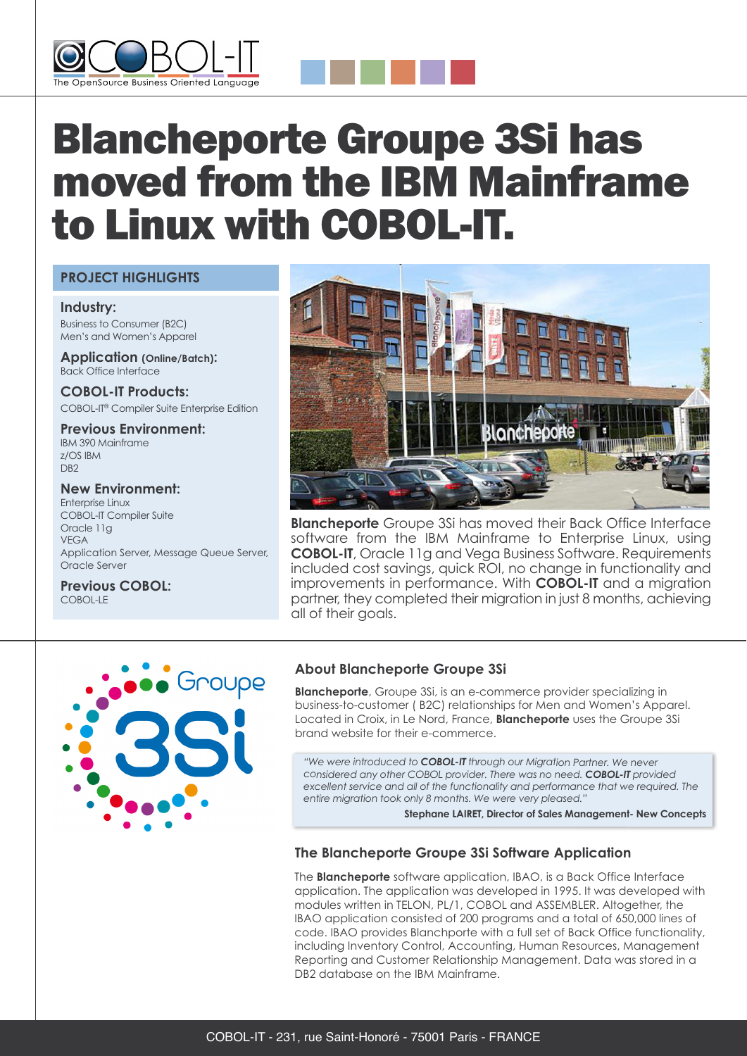# Blancheporte Groupe 3Si has moved from the IBM Mainframe to Linux with COBOL-IT.

## PROJECT HIGHLIGHTS

**Industry:**
Business to Consumer (B2C)
Men's and Women's Apparel

**Application (Online/Batch):**
Back Office Interface

**COBOL-IT Products:**
COBOL-IT® Compiler Suite Enterprise Edition

**Previous Environment:**
IBM 390 Mainframe
z/OS IBM
DB2

**New Environment:**
Enterprise Linux
COBOL-IT Compiler Suite
Oracle 11g
VEGA
Application Server, Message Queue Server, Oracle Server

**Previous COBOL:**
COBOL-LE

**Blancheporte** Groupe 3Si has moved their Back Office Interface software from the IBM Mainframe to Enterprise Linux, using **COBOL-IT**, Oracle 11g and Vega Business Software. Requirements included cost savings, quick ROI, no change in functionality and improvements in performance. With **COBOL-IT** and a migration partner, they completed their migration in just 8 months, achieving all of their goals.

### About Blancheporte Groupe 3Si

**Blancheporte**, Groupe 3Si, is an e-commerce provider specializing in business-to-customer ( B2C) relationships for Men and Women's Apparel. Located in Croix, in Le Nord, France, **Blancheporte** uses the Groupe 3Si brand website for their e-commerce.

> *"We were introduced to **COBOL-IT** through our Migration Partner. We never considered any other COBOL provider. There was no need. **COBOL-IT** provided excellent service and all of the functionality and performance that we required. The entire migration took only 8 months. We were very pleased."*
>
> **Stephane LAIRET, Director of Sales Management- New Concepts**

### The Blancheporte Groupe 3Si Software Application

The **Blancheporte** software application, IBAO, is a Back Office Interface application. The application was developed in 1995. It was developed with modules written in TELON, PL/1, COBOL and ASSEMBLER. Altogether, the IBAO application consisted of 200 programs and a total of 650,000 lines of code. IBAO provides Blanchporte with a full set of Back Office functionality, including Inventory Control, Accounting, Human Resources, Management Reporting and Customer Relationship Management. Data was stored in a DB2 database on the IBM Mainframe.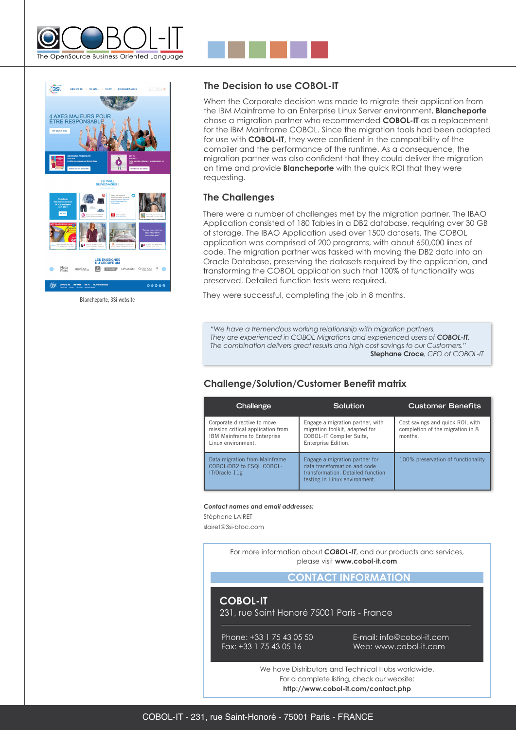Blancheporte, 3Si website

## The Decision to use COBOL-IT

When the Corporate decision was made to migrate their application from the IBM Mainframe to an Enterprise Linux Server environment, **Blancheporte** chose a migration partner who recommended **COBOL-IT** as a replacement for the IBM Mainframe COBOL. Since the migration tools had been adapted for use with **COBOL-IT**, they were confident in the compatibility of the compiler and the performance of the runtime. As a consequence, the migration partner was also confident that they could deliver the migration on time and provide **Blancheporte** with the quick ROI that they were requesting.

## The Challenges

There were a number of challenges met by the migration partner. The IBAO Application consisted of 180 Tables in a DB2 database, requiring over 30 GB of storage. The IBAO Application used over 1500 datasets. The COBOL application was comprised of 200 programs, with about 650,000 lines of code. The migration partner was tasked with moving the DB2 data into an Oracle Database, preserving the datasets required by the application, and transforming the COBOL application such that 100% of functionality was preserved. Detailed function tests were required.

They were successful, completing the job in 8 months.

> *"We have a tremendous working relationship with migration partners. They are experienced in COBOL Migrations and experienced users of* ***COBOL-IT****. The combination delivers great results and high cost savings to our Customers."*
>
> **Stephane Croce**, *CEO of COBOL-IT*

## Challenge/Solution/Customer Benefit matrix

| Challenge | Solution | Customer Benefits |
|---|---|---|
| Corporate directive to move mission critical application from IBM Mainframe to Enterprise Linux environment. | Engage a migration partner, with migration toolkit, adapted for COBOL-IT Compiler Suite, Enterprise Edition. | Cost savings and quick ROI, with completion of the migration in 8 months. |
| Data migration from Mainframe COBOL/DB2 to ESQL COBOL-IT/Oracle 11g | Engage a migration partner for data transformation and code transformation. Detailed function testing in Linux environment. | 100% preservation of functionality. |

***Contact names and email addresses:***

Stéphane LAIRET

slairet@3si-btoc.com

For more information about ***COBOL-IT***, and our products and services, please visit **www.cobol-it.com**

## CONTACT INFORMATION

**COBOL-IT**

231, rue Saint Honoré 75001 Paris - France

Phone: +33 1 75 43 05 50

Fax: +33 1 75 43 05 16

E-mail: info@cobol-it.com

Web: www.cobol-it.com

We have Distributors and Technical Hubs worldwide.

For a complete listing, check our website:

**http://www.cobol-it.com/contact.php**